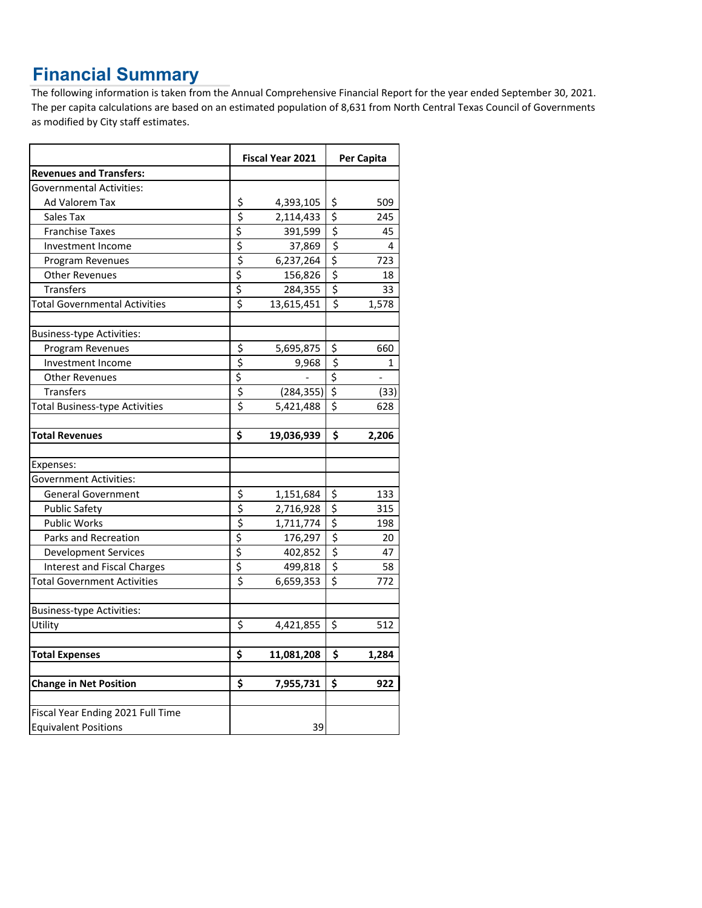## Financial Summary

The following information is taken from the Annual Comprehensive Financial Report for the year ended September 30, 2021. The per capita calculations are based on an estimated population of 8,631 from North Central Texas Council of Governments as modified by City staff estimates.

| | Fiscal Year 2021 | Per Capita |
|---|---|---|
| **Revenues and Transfers:** | | |
| Governmental Activities: | | |
| Ad Valorem Tax | $ 4,393,105 | $ 509 |
| Sales Tax | $ 2,114,433 | $ 245 |
| Franchise Taxes | $ 391,599 | $ 45 |
| Investment Income | $ 37,869 | $ 4 |
| Program Revenues | $ 6,237,264 | $ 723 |
| Other Revenues | $ 156,826 | $ 18 |
| Transfers | $ 284,355 | $ 33 |
| Total Governmental Activities | $ 13,615,451 | $ 1,578 |
| | | |
| Business-type Activities: | | |
| Program Revenues | $ 5,695,875 | $ 660 |
| Investment Income | $ 9,968 | $ 1 |
| Other Revenues | $ - | $ - |
| Transfers | $ (284,355) | $ (33) |
| Total Business-type Activities | $ 5,421,488 | $ 628 |
| | | |
| **Total Revenues** | **$ 19,036,939** | **$ 2,206** |
| | | |
| Expenses: | | |
| Government Activities: | | |
| General Government | $ 1,151,684 | $ 133 |
| Public Safety | $ 2,716,928 | $ 315 |
| Public Works | $ 1,711,774 | $ 198 |
| Parks and Recreation | $ 176,297 | $ 20 |
| Development Services | $ 402,852 | $ 47 |
| Interest and Fiscal Charges | $ 499,818 | $ 58 |
| Total Government Activities | $ 6,659,353 | $ 772 |
| | | |
| Business-type Activities: | | |
| Utility | $ 4,421,855 | $ 512 |
| | | |
| **Total Expenses** | **$ 11,081,208** | **$ 1,284** |
| | | |
| **Change in Net Position** | **$ 7,955,731** | **$ 922** |
| | | |
| Fiscal Year Ending 2021 Full Time Equivalent Positions | 39 | |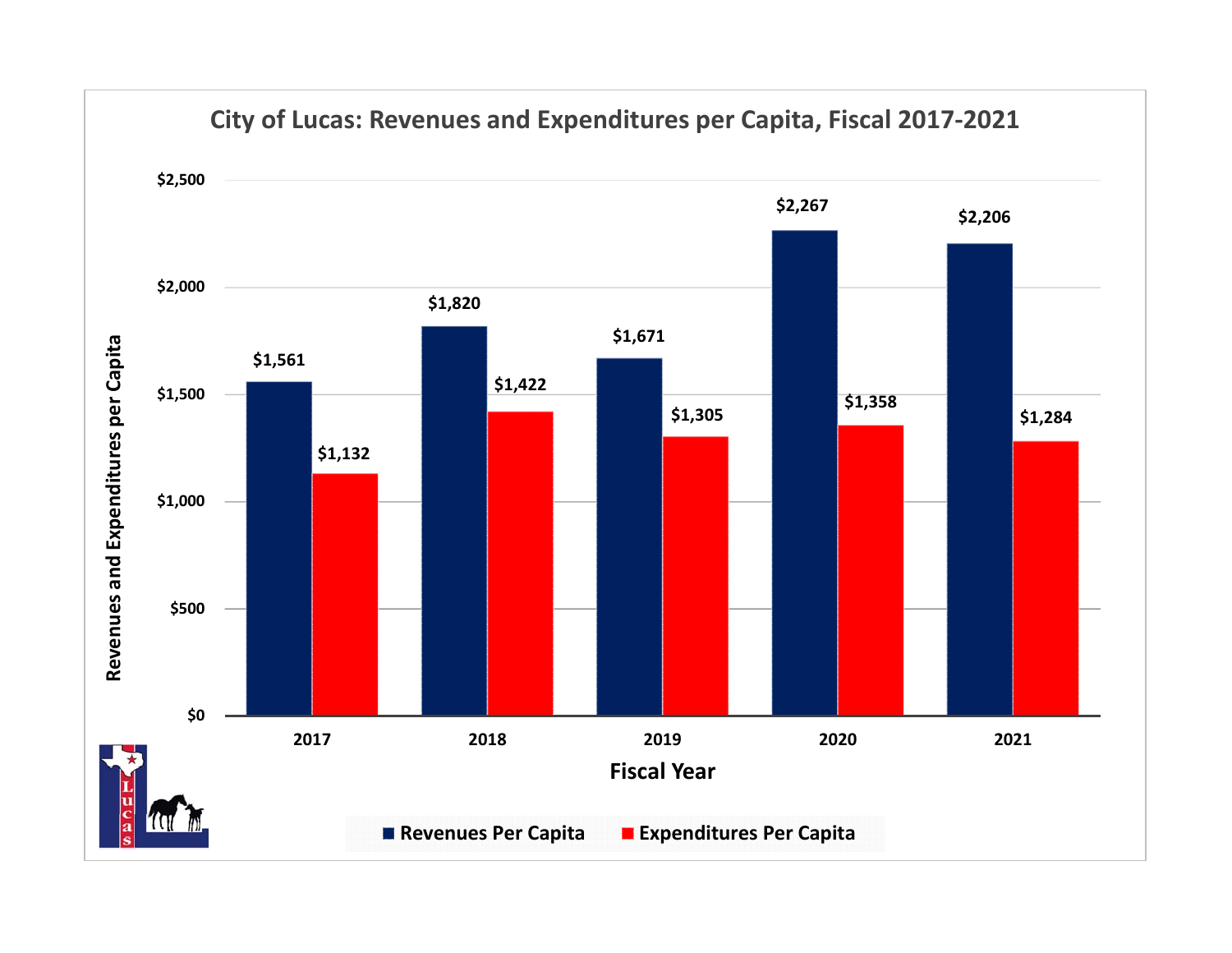## City of Lucas: Revenues and Expenditures per Capita, Fiscal 2017-2021

| Fiscal Year | Revenues Per Capita | Expenditures Per Capita |
|---|---|---|
| 2017 | $1,561 | $1,132 |
| 2018 | $1,820 | $1,422 |
| 2019 | $1,671 | $1,305 |
| 2020 | $2,267 | $1,358 |
| 2021 | $2,206 | $1,284 |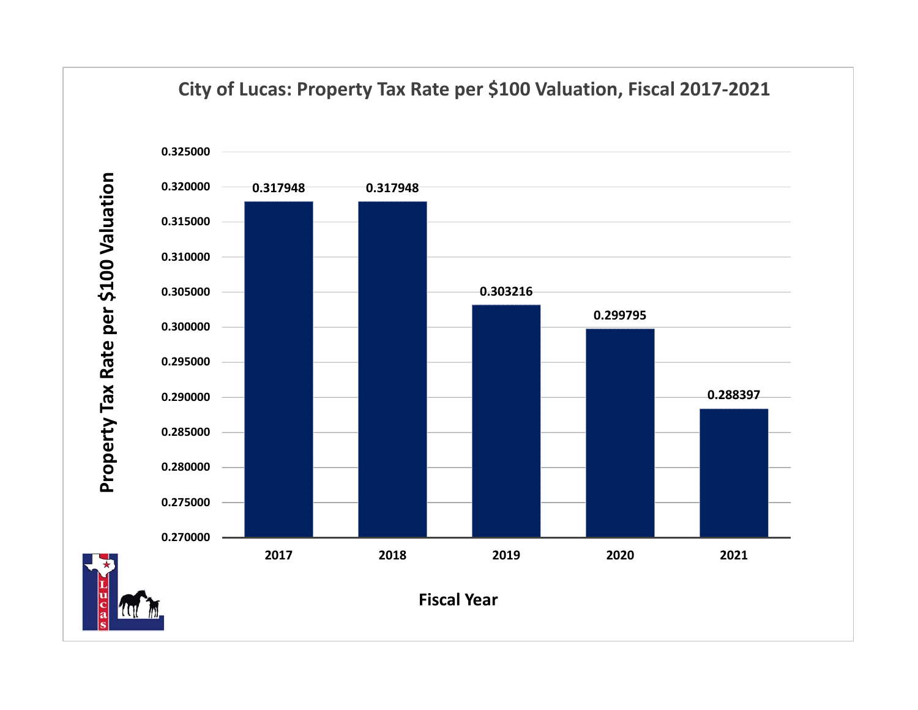City of Lucas: Property Tax Rate per $100 Valuation, Fiscal 2017-2021

Property Tax Rate per $100 Valuation

0.325000
0.320000
0.315000
0.310000
0.305000
0.300000
0.295000
0.290000
0.285000
0.280000
0.275000
0.270000

0.317948
0.317948
0.303216
0.299795
0.288397

2017
2018
2019
2020
2021

Fiscal Year

Lucas